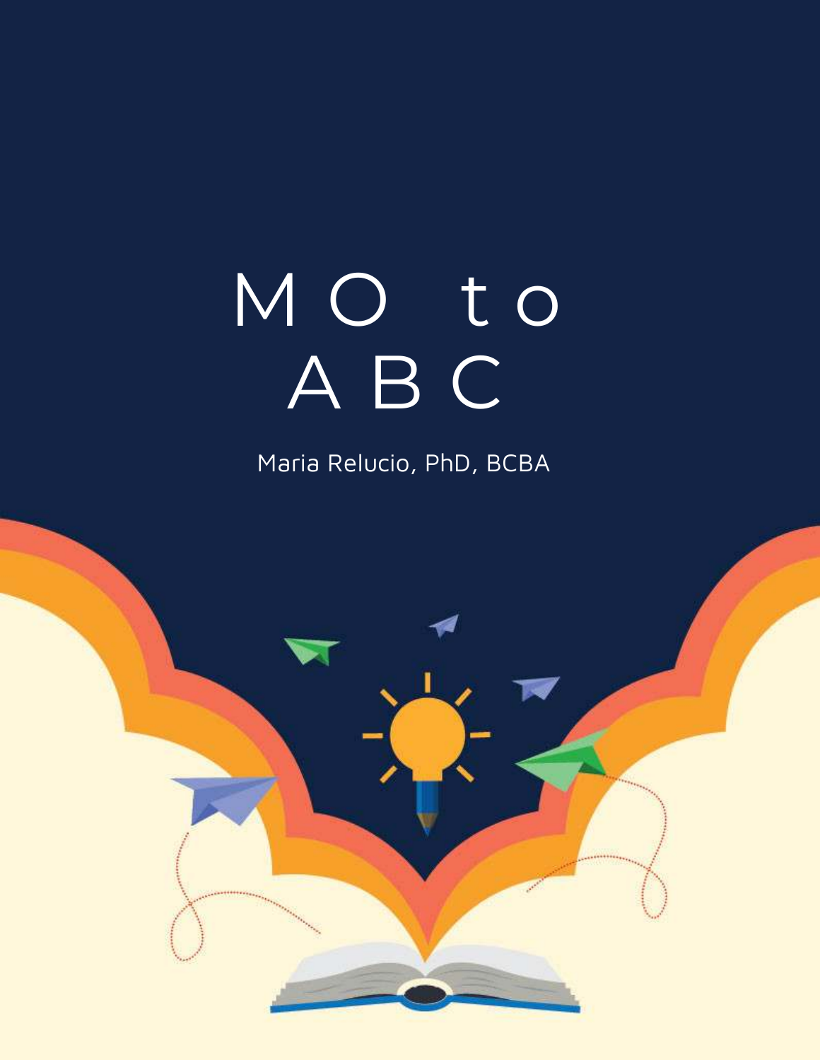# MO to ABC

Maria Relucio, PhD, BCBA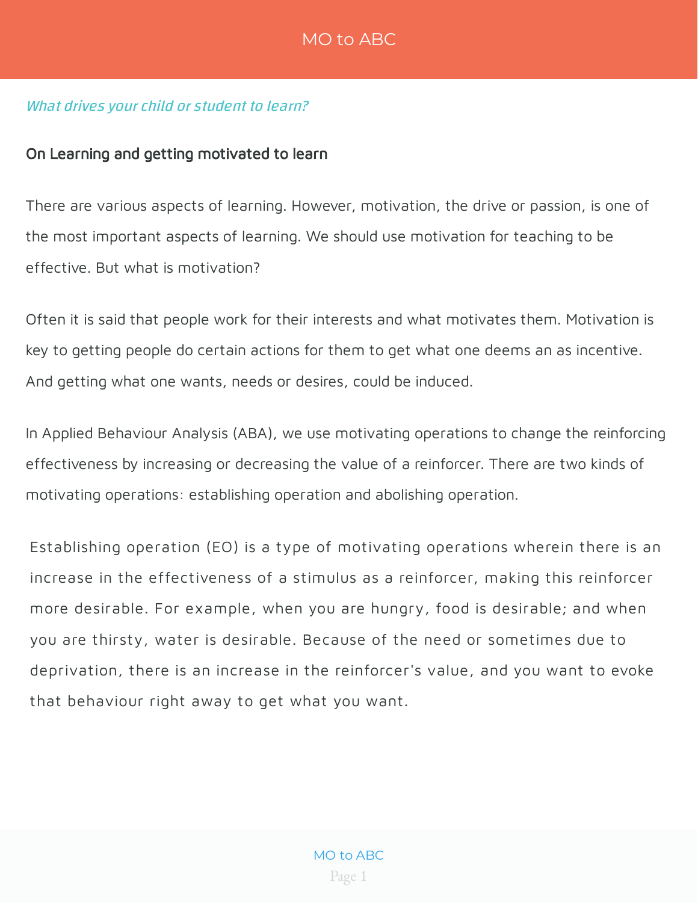*What drives your child or student to learn?*

## On Learning and getting motivated to learn

There are various aspects of learning. However, motivation, the drive or passion, is one of the most important aspects of learning. We should use motivation for teaching to be effective. But what is motivation?

Often it is said that people work for their interests and what motivates them. Motivation is key to getting people do certain actions for them to get what one deems an as incentive. And getting what one wants, needs or desires, could be induced.

In Applied Behaviour Analysis (ABA), we use motivating operations to change the reinforcing effectiveness by increasing or decreasing the value of a reinforcer. There are two kinds of motivating operations: establishing operation and abolishing operation.

Establishing operation (EO) is a type of motivating operations wherein there is an increase in the effectiveness of a stimulus as a reinforcer, making this reinforcer more desirable. For example, when you are hungry, food is desirable; and when you are thirsty, water is desirable. Because of the need or sometimes due to deprivation, there is an increase in the reinforcer's value, and you want to evoke that behaviour right away to get what you want.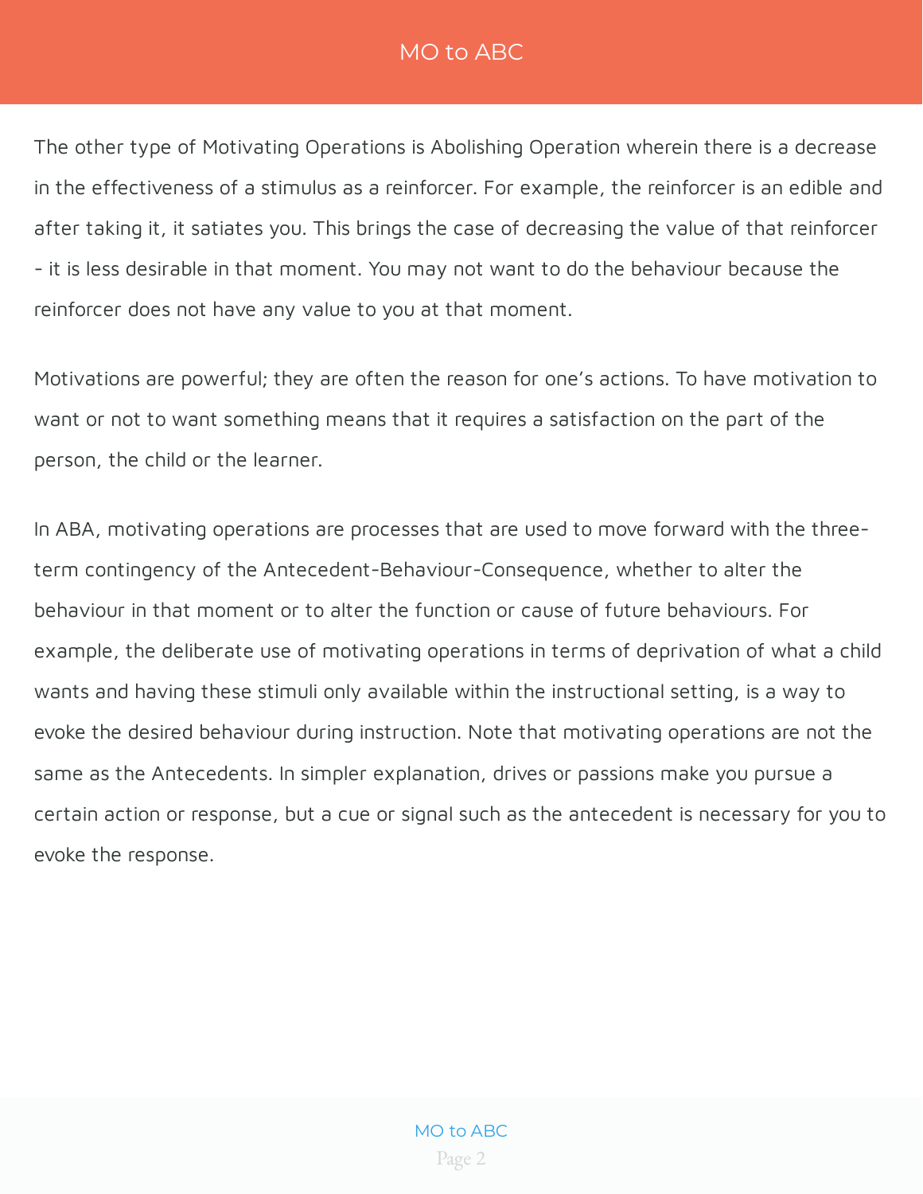The other type of Motivating Operations is Abolishing Operation wherein there is a decrease in the effectiveness of a stimulus as a reinforcer. For example, the reinforcer is an edible and after taking it, it satiates you. This brings the case of decreasing the value of that reinforcer - it is less desirable in that moment. You may not want to do the behaviour because the reinforcer does not have any value to you at that moment.

Motivations are powerful; they are often the reason for one's actions. To have motivation to want or not to want something means that it requires a satisfaction on the part of the person, the child or the learner.

In ABA, motivating operations are processes that are used to move forward with the three-term contingency of the Antecedent-Behaviour-Consequence, whether to alter the behaviour in that moment or to alter the function or cause of future behaviours. For example, the deliberate use of motivating operations in terms of deprivation of what a child wants and having these stimuli only available within the instructional setting, is a way to evoke the desired behaviour during instruction. Note that motivating operations are not the same as the Antecedents. In simpler explanation, drives or passions make you pursue a certain action or response, but a cue or signal such as the antecedent is necessary for you to evoke the response.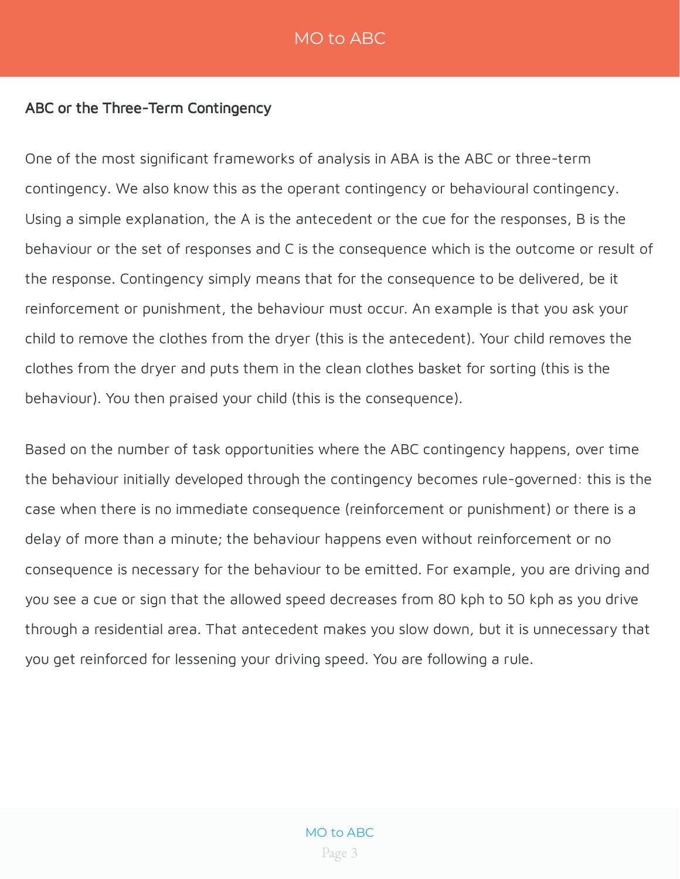## ABC or the Three-Term Contingency

One of the most significant frameworks of analysis in ABA is the ABC or three-term contingency. We also know this as the operant contingency or behavioural contingency. Using a simple explanation, the A is the antecedent or the cue for the responses, B is the behaviour or the set of responses and C is the consequence which is the outcome or result of the response. Contingency simply means that for the consequence to be delivered, be it reinforcement or punishment, the behaviour must occur. An example is that you ask your child to remove the clothes from the dryer (this is the antecedent). Your child removes the clothes from the dryer and puts them in the clean clothes basket for sorting (this is the behaviour). You then praised your child (this is the consequence).

Based on the number of task opportunities where the ABC contingency happens, over time the behaviour initially developed through the contingency becomes rule-governed: this is the case when there is no immediate consequence (reinforcement or punishment) or there is a delay of more than a minute; the behaviour happens even without reinforcement or no consequence is necessary for the behaviour to be emitted. For example, you are driving and you see a cue or sign that the allowed speed decreases from 80 kph to 50 kph as you drive through a residential area. That antecedent makes you slow down, but it is unnecessary that you get reinforced for lessening your driving speed. You are following a rule.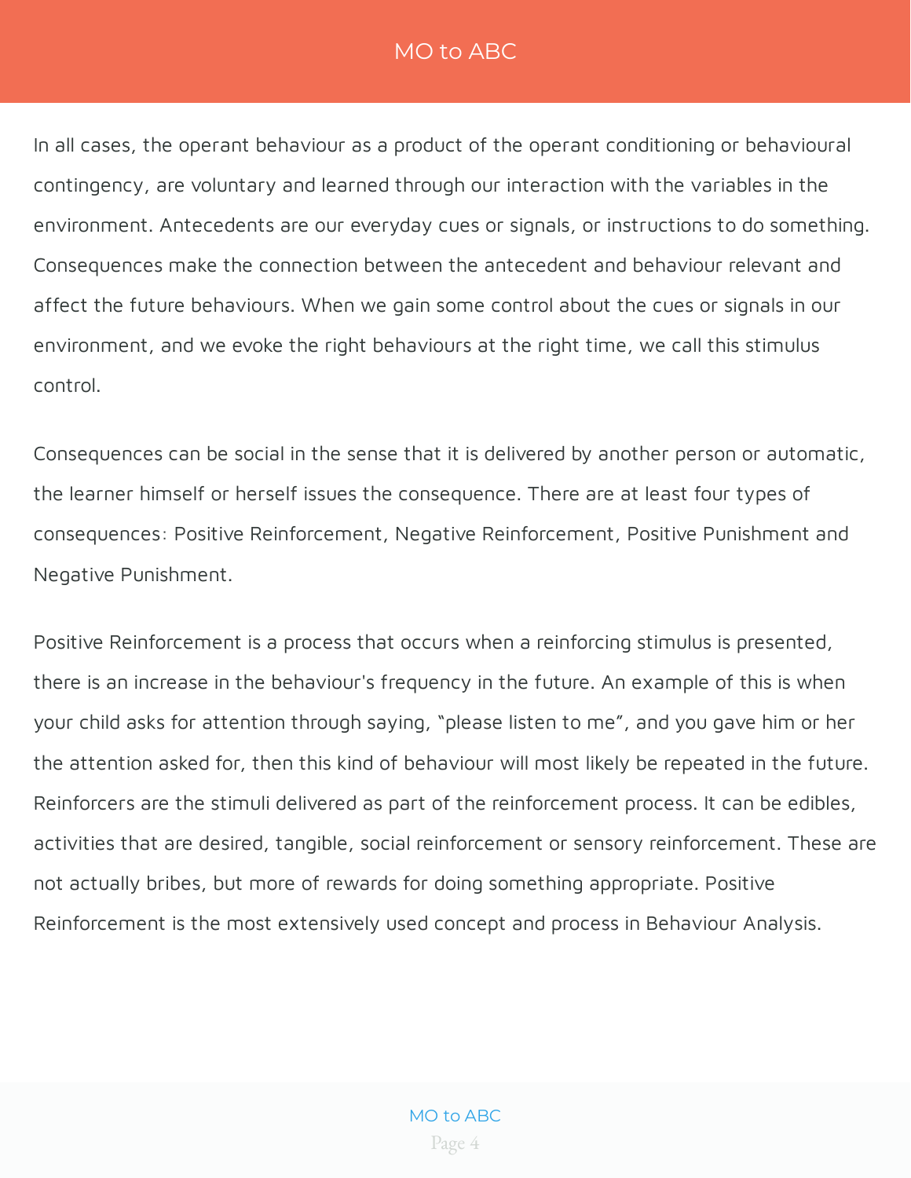In all cases, the operant behaviour as a product of the operant conditioning or behavioural contingency, are voluntary and learned through our interaction with the variables in the environment. Antecedents are our everyday cues or signals, or instructions to do something. Consequences make the connection between the antecedent and behaviour relevant and affect the future behaviours. When we gain some control about the cues or signals in our environment, and we evoke the right behaviours at the right time, we call this stimulus control.

Consequences can be social in the sense that it is delivered by another person or automatic, the learner himself or herself issues the consequence. There are at least four types of consequences: Positive Reinforcement, Negative Reinforcement, Positive Punishment and Negative Punishment.

Positive Reinforcement is a process that occurs when a reinforcing stimulus is presented, there is an increase in the behaviour's frequency in the future. An example of this is when your child asks for attention through saying, "please listen to me", and you gave him or her the attention asked for, then this kind of behaviour will most likely be repeated in the future. Reinforcers are the stimuli delivered as part of the reinforcement process. It can be edibles, activities that are desired, tangible, social reinforcement or sensory reinforcement. These are not actually bribes, but more of rewards for doing something appropriate. Positive Reinforcement is the most extensively used concept and process in Behaviour Analysis.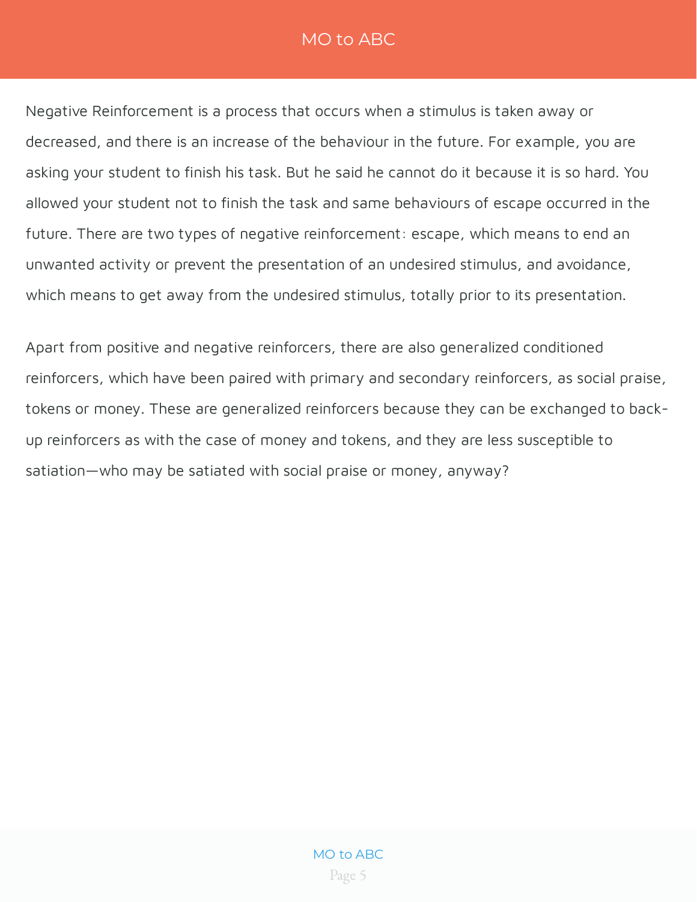Negative Reinforcement is a process that occurs when a stimulus is taken away or decreased, and there is an increase of the behaviour in the future. For example, you are asking your student to finish his task. But he said he cannot do it because it is so hard. You allowed your student not to finish the task and same behaviours of escape occurred in the future. There are two types of negative reinforcement: escape, which means to end an unwanted activity or prevent the presentation of an undesired stimulus, and avoidance, which means to get away from the undesired stimulus, totally prior to its presentation.

Apart from positive and negative reinforcers, there are also generalized conditioned reinforcers, which have been paired with primary and secondary reinforcers, as social praise, tokens or money. These are generalized reinforcers because they can be exchanged to back-up reinforcers as with the case of money and tokens, and they are less susceptible to satiation—who may be satiated with social praise or money, anyway?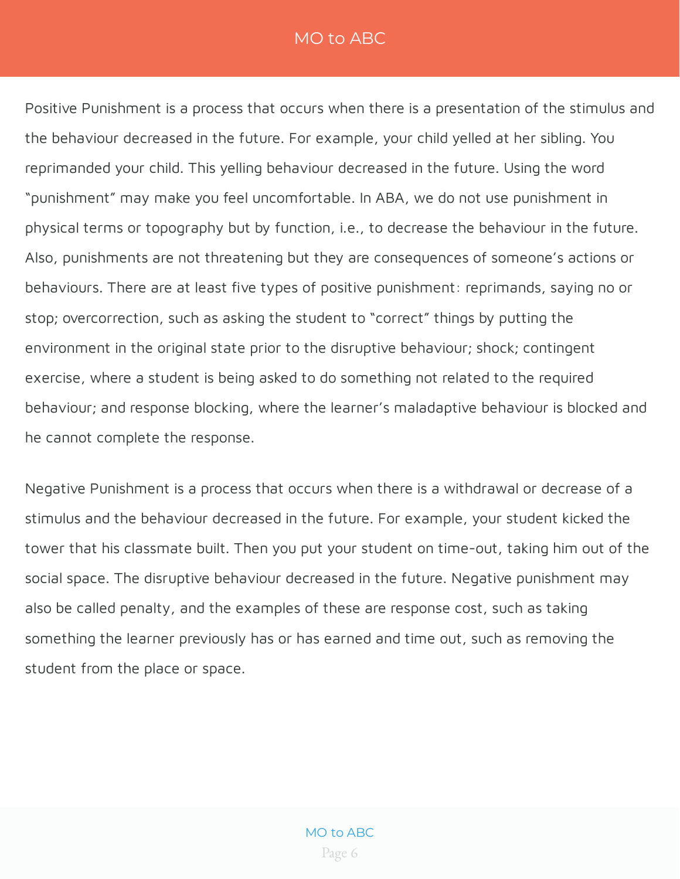Positive Punishment is a process that occurs when there is a presentation of the stimulus and the behaviour decreased in the future. For example, your child yelled at her sibling. You reprimanded your child. This yelling behaviour decreased in the future. Using the word "punishment" may make you feel uncomfortable. In ABA, we do not use punishment in physical terms or topography but by function, i.e., to decrease the behaviour in the future. Also, punishments are not threatening but they are consequences of someone's actions or behaviours. There are at least five types of positive punishment: reprimands, saying no or stop; overcorrection, such as asking the student to "correct" things by putting the environment in the original state prior to the disruptive behaviour; shock; contingent exercise, where a student is being asked to do something not related to the required behaviour; and response blocking, where the learner's maladaptive behaviour is blocked and he cannot complete the response.

Negative Punishment is a process that occurs when there is a withdrawal or decrease of a stimulus and the behaviour decreased in the future. For example, your student kicked the tower that his classmate built. Then you put your student on time-out, taking him out of the social space. The disruptive behaviour decreased in the future. Negative punishment may also be called penalty, and the examples of these are response cost, such as taking something the learner previously has or has earned and time out, such as removing the student from the place or space.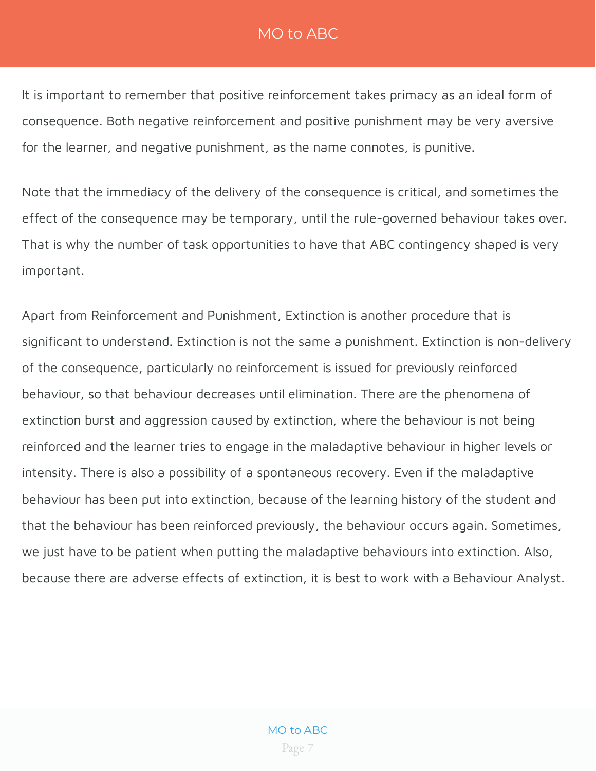It is important to remember that positive reinforcement takes primacy as an ideal form of consequence. Both negative reinforcement and positive punishment may be very aversive for the learner, and negative punishment, as the name connotes, is punitive.

Note that the immediacy of the delivery of the consequence is critical, and sometimes the effect of the consequence may be temporary, until the rule-governed behaviour takes over. That is why the number of task opportunities to have that ABC contingency shaped is very important.

Apart from Reinforcement and Punishment, Extinction is another procedure that is significant to understand. Extinction is not the same a punishment. Extinction is non-delivery of the consequence, particularly no reinforcement is issued for previously reinforced behaviour, so that behaviour decreases until elimination. There are the phenomena of extinction burst and aggression caused by extinction, where the behaviour is not being reinforced and the learner tries to engage in the maladaptive behaviour in higher levels or intensity. There is also a possibility of a spontaneous recovery. Even if the maladaptive behaviour has been put into extinction, because of the learning history of the student and that the behaviour has been reinforced previously, the behaviour occurs again. Sometimes, we just have to be patient when putting the maladaptive behaviours into extinction. Also, because there are adverse effects of extinction, it is best to work with a Behaviour Analyst.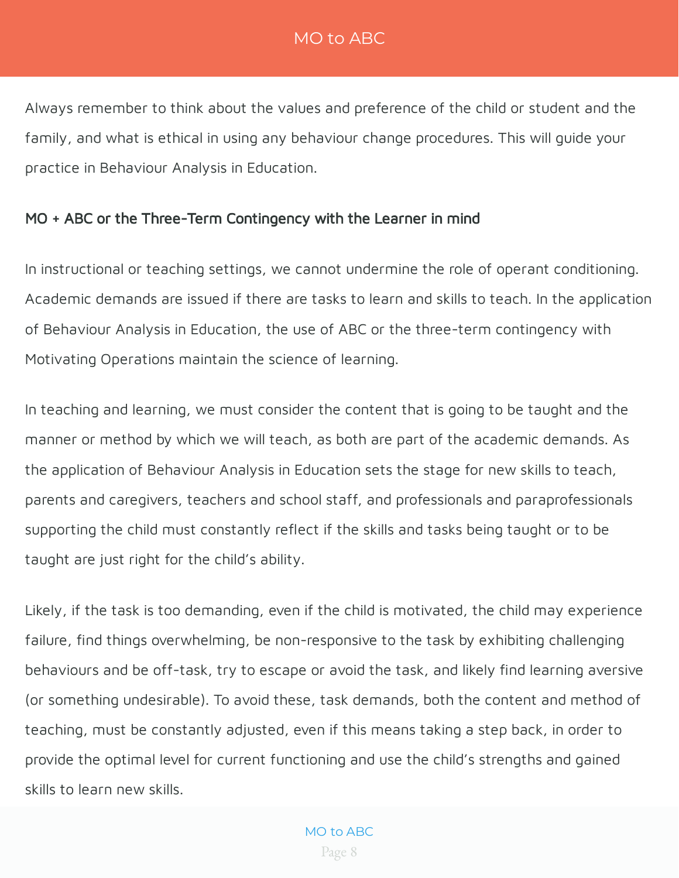Always remember to think about the values and preference of the child or student and the family, and what is ethical in using any behaviour change procedures. This will guide your practice in Behaviour Analysis in Education.

**MO + ABC or the Three-Term Contingency with the Learner in mind**

In instructional or teaching settings, we cannot undermine the role of operant conditioning. Academic demands are issued if there are tasks to learn and skills to teach. In the application of Behaviour Analysis in Education, the use of ABC or the three-term contingency with Motivating Operations maintain the science of learning.

In teaching and learning, we must consider the content that is going to be taught and the manner or method by which we will teach, as both are part of the academic demands. As the application of Behaviour Analysis in Education sets the stage for new skills to teach, parents and caregivers, teachers and school staff, and professionals and paraprofessionals supporting the child must constantly reflect if the skills and tasks being taught or to be taught are just right for the child's ability.

Likely, if the task is too demanding, even if the child is motivated, the child may experience failure, find things overwhelming, be non-responsive to the task by exhibiting challenging behaviours and be off-task, try to escape or avoid the task, and likely find learning aversive (or something undesirable). To avoid these, task demands, both the content and method of teaching, must be constantly adjusted, even if this means taking a step back, in order to provide the optimal level for current functioning and use the child's strengths and gained skills to learn new skills.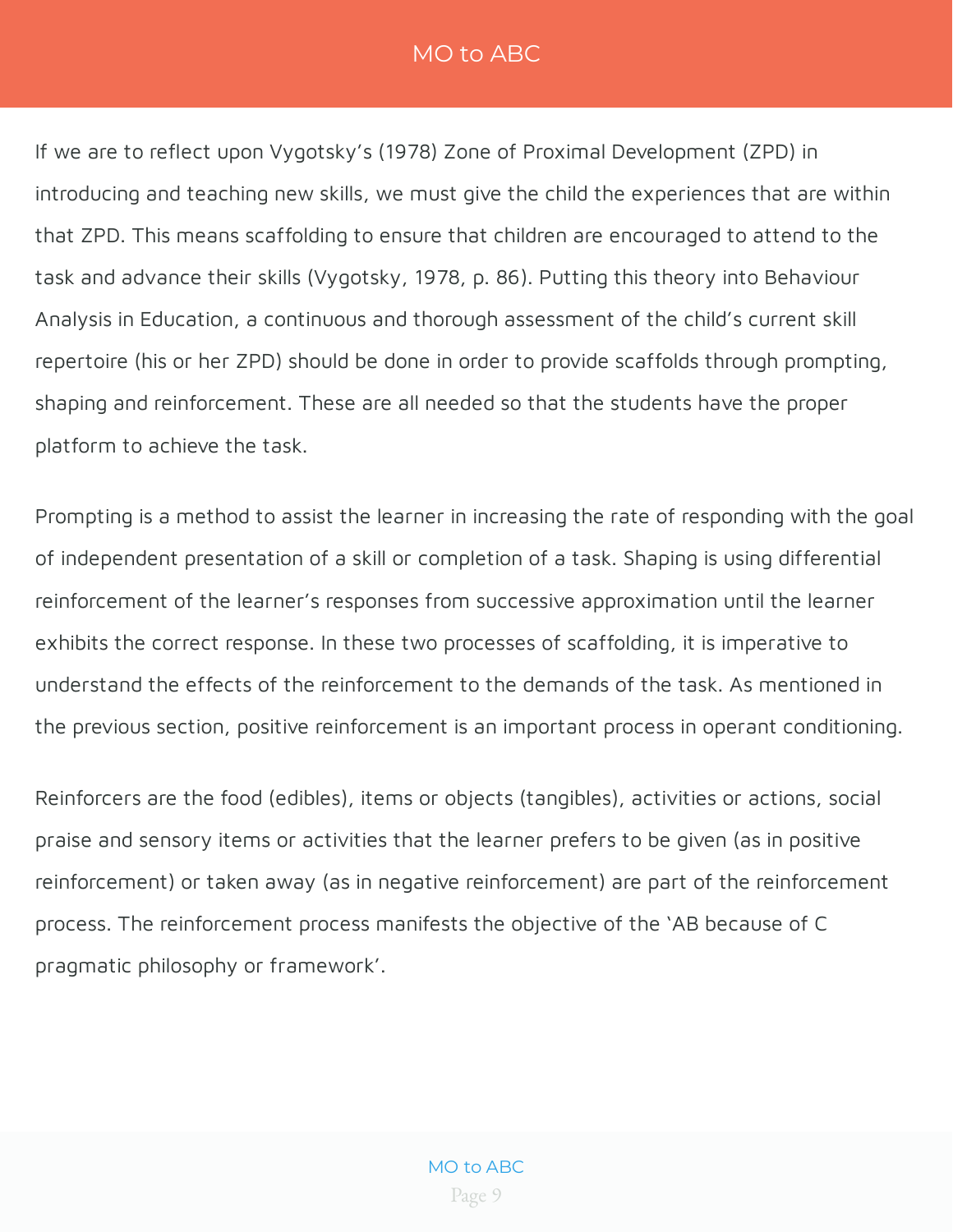If we are to reflect upon Vygotsky's (1978) Zone of Proximal Development (ZPD) in introducing and teaching new skills, we must give the child the experiences that are within that ZPD. This means scaffolding to ensure that children are encouraged to attend to the task and advance their skills (Vygotsky, 1978, p. 86). Putting this theory into Behaviour Analysis in Education, a continuous and thorough assessment of the child's current skill repertoire (his or her ZPD) should be done in order to provide scaffolds through prompting, shaping and reinforcement. These are all needed so that the students have the proper platform to achieve the task.

Prompting is a method to assist the learner in increasing the rate of responding with the goal of independent presentation of a skill or completion of a task. Shaping is using differential reinforcement of the learner's responses from successive approximation until the learner exhibits the correct response. In these two processes of scaffolding, it is imperative to understand the effects of the reinforcement to the demands of the task. As mentioned in the previous section, positive reinforcement is an important process in operant conditioning.

Reinforcers are the food (edibles), items or objects (tangibles), activities or actions, social praise and sensory items or activities that the learner prefers to be given (as in positive reinforcement) or taken away (as in negative reinforcement) are part of the reinforcement process. The reinforcement process manifests the objective of the 'AB because of C pragmatic philosophy or framework'.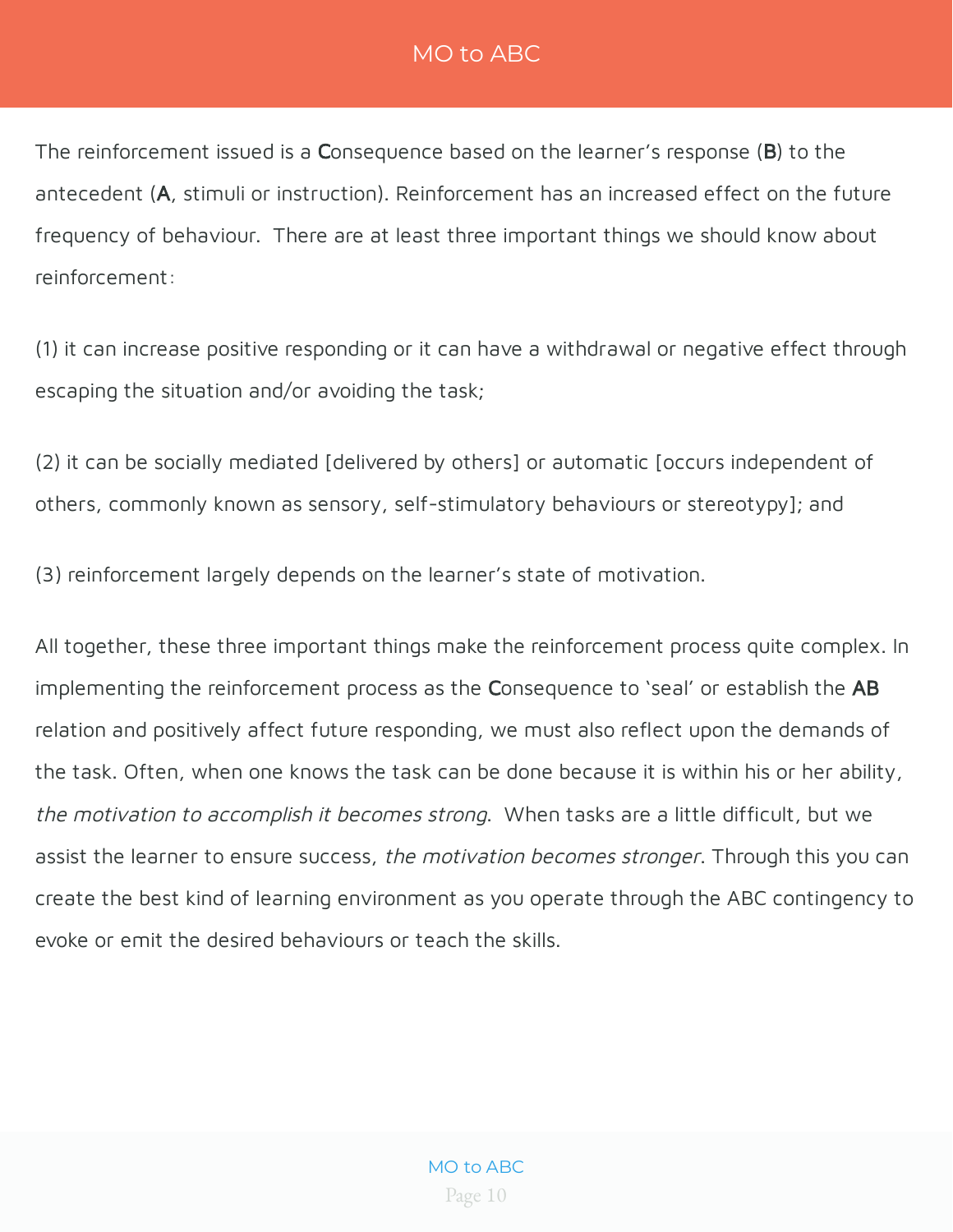The reinforcement issued is a **C**onsequence based on the learner's response (**B**) to the antecedent (**A**, stimuli or instruction). Reinforcement has an increased effect on the future frequency of behaviour. There are at least three important things we should know about reinforcement:

(1) it can increase positive responding or it can have a withdrawal or negative effect through escaping the situation and/or avoiding the task;

(2) it can be socially mediated [delivered by others] or automatic [occurs independent of others, commonly known as sensory, self-stimulatory behaviours or stereotypy]; and

(3) reinforcement largely depends on the learner's state of motivation.

All together, these three important things make the reinforcement process quite complex. In implementing the reinforcement process as the **C**onsequence to 'seal' or establish the **AB** relation and positively affect future responding, we must also reflect upon the demands of the task. Often, when one knows the task can be done because it is within his or her ability, *the motivation to accomplish it becomes strong*. When tasks are a little difficult, but we assist the learner to ensure success, *the motivation becomes stronger*. Through this you can create the best kind of learning environment as you operate through the ABC contingency to evoke or emit the desired behaviours or teach the skills.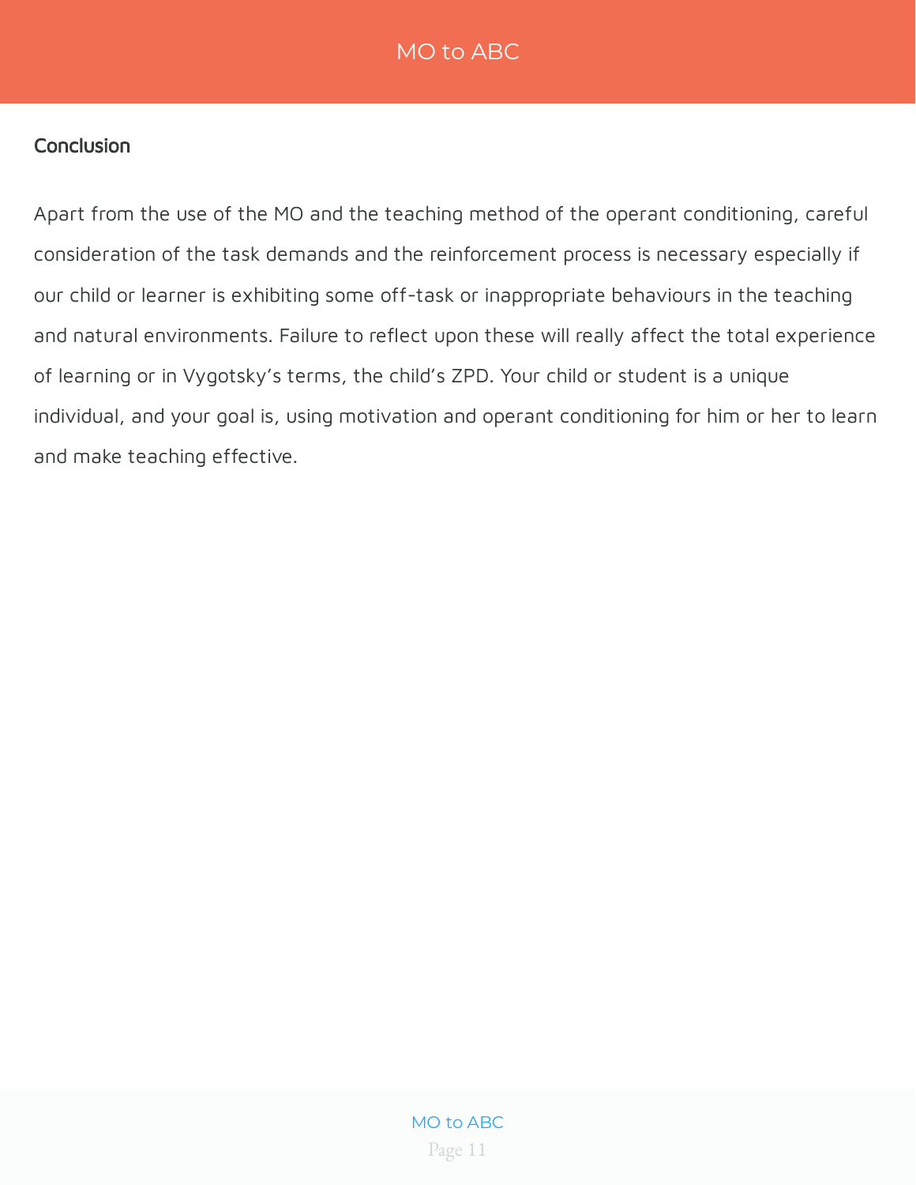## Conclusion

Apart from the use of the MO and the teaching method of the operant conditioning, careful consideration of the task demands and the reinforcement process is necessary especially if our child or learner is exhibiting some off-task or inappropriate behaviours in the teaching and natural environments. Failure to reflect upon these will really affect the total experience of learning or in Vygotsky's terms, the child's ZPD. Your child or student is a unique individual, and your goal is, using motivation and operant conditioning for him or her to learn and make teaching effective.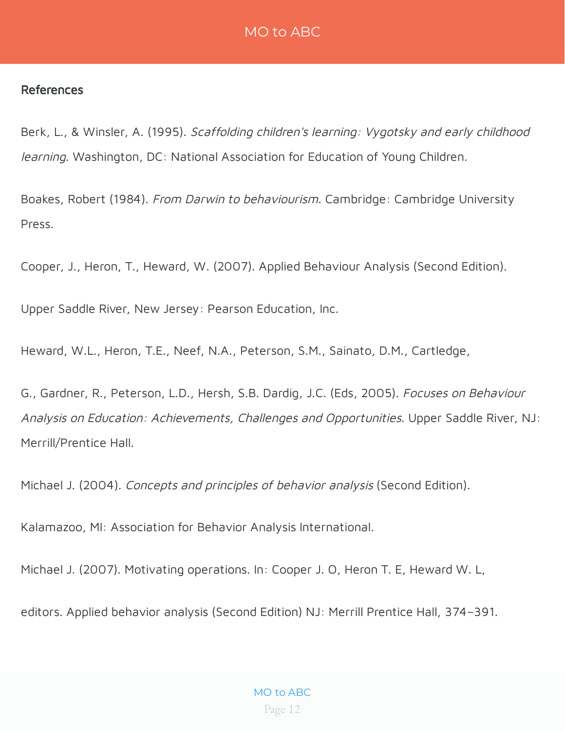**References**

Berk, L., & Winsler, A. (1995). *Scaffolding children's learning: Vygotsky and early childhood learning*. Washington, DC: National Association for Education of Young Children.

Boakes, Robert (1984). *From Darwin to behaviourism*. Cambridge: Cambridge University Press.

Cooper, J., Heron, T., Heward, W. (2007). Applied Behaviour Analysis (Second Edition).

Upper Saddle River, New Jersey: Pearson Education, Inc.

Heward, W.L., Heron, T.E., Neef, N.A., Peterson, S.M., Sainato, D.M., Cartledge,

G., Gardner, R., Peterson, L.D., Hersh, S.B. Dardig, J.C. (Eds, 2005). *Focuses on Behaviour Analysis on Education: Achievements, Challenges and Opportunities*. Upper Saddle River, NJ: Merrill/Prentice Hall.

Michael J. (2004). *Concepts and principles of behavior analysis* (Second Edition).

Kalamazoo, MI: Association for Behavior Analysis International.

Michael J. (2007). Motivating operations. In: Cooper J. O, Heron T. E, Heward W. L,

editors. Applied behavior analysis (Second Edition) NJ: Merrill Prentice Hall, 374–391.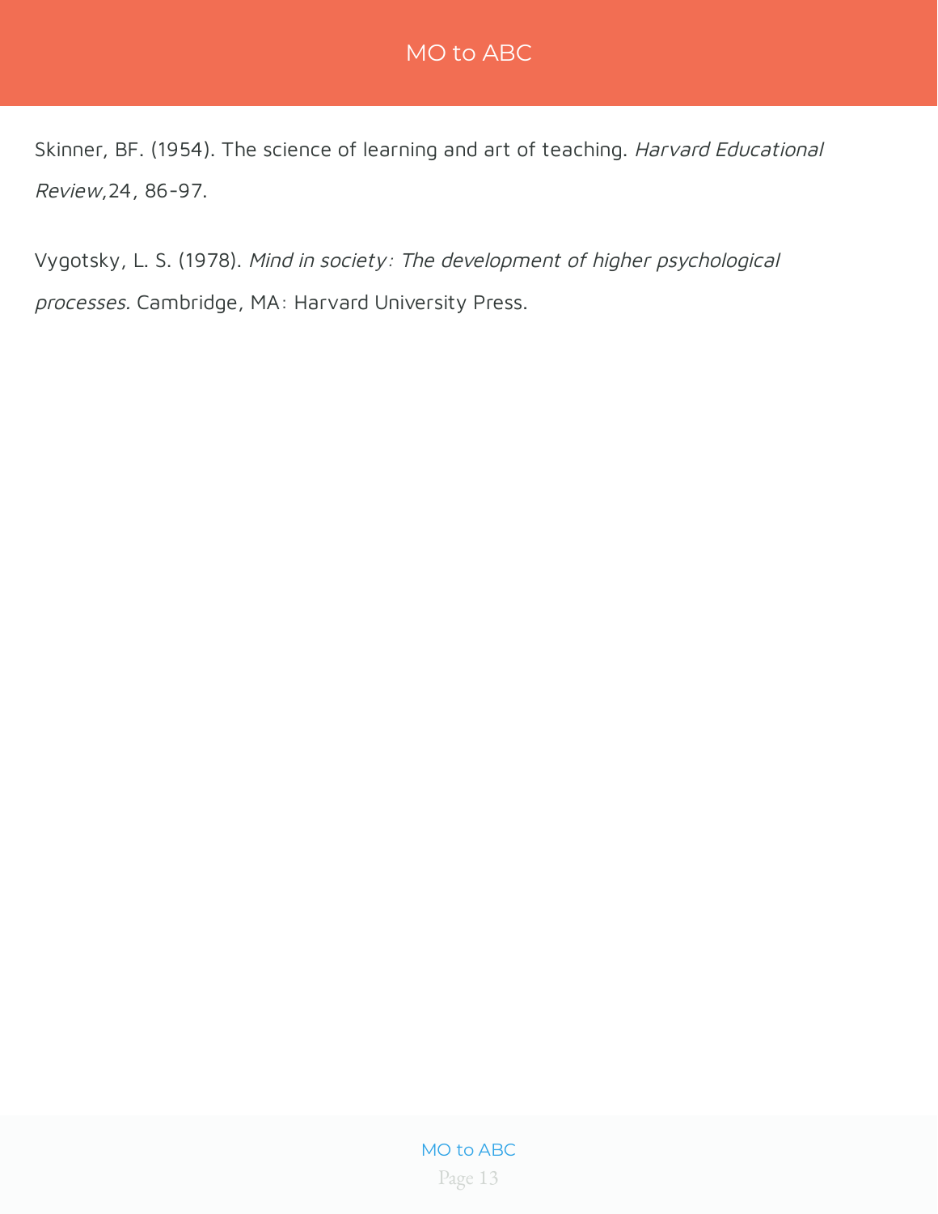Skinner, BF. (1954). The science of learning and art of teaching. *Harvard Educational Review*,24, 86-97.

Vygotsky, L. S. (1978). *Mind in society: The development of higher psychological processes.* Cambridge, MA: Harvard University Press.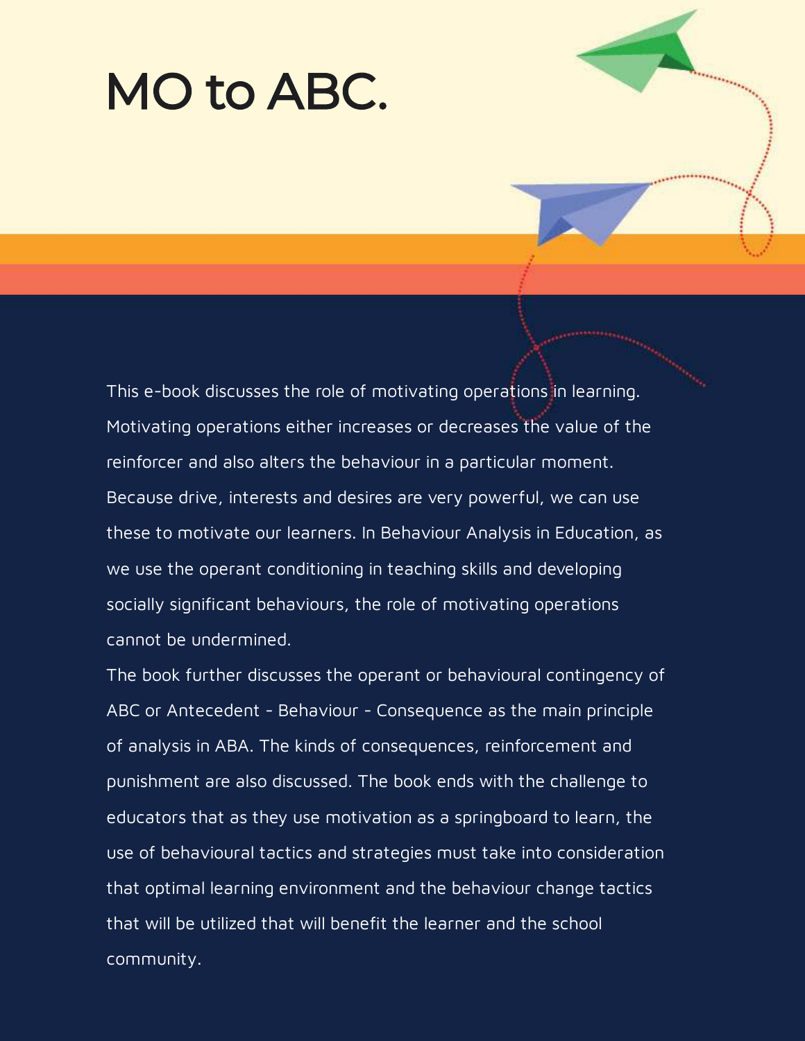# MO to ABC.

This e-book discusses the role of motivating operations in learning. Motivating operations either increases or decreases the value of the reinforcer and also alters the behaviour in a particular moment. Because drive, interests and desires are very powerful, we can use these to motivate our learners. In Behaviour Analysis in Education, as we use the operant conditioning in teaching skills and developing socially significant behaviours, the role of motivating operations cannot be undermined.

The book further discusses the operant or behavioural contingency of ABC or Antecedent - Behaviour - Consequence as the main principle of analysis in ABA. The kinds of consequences, reinforcement and punishment are also discussed. The book ends with the challenge to educators that as they use motivation as a springboard to learn, the use of behavioural tactics and strategies must take into consideration that optimal learning environment and the behaviour change tactics that will be utilized that will benefit the learner and the school community.